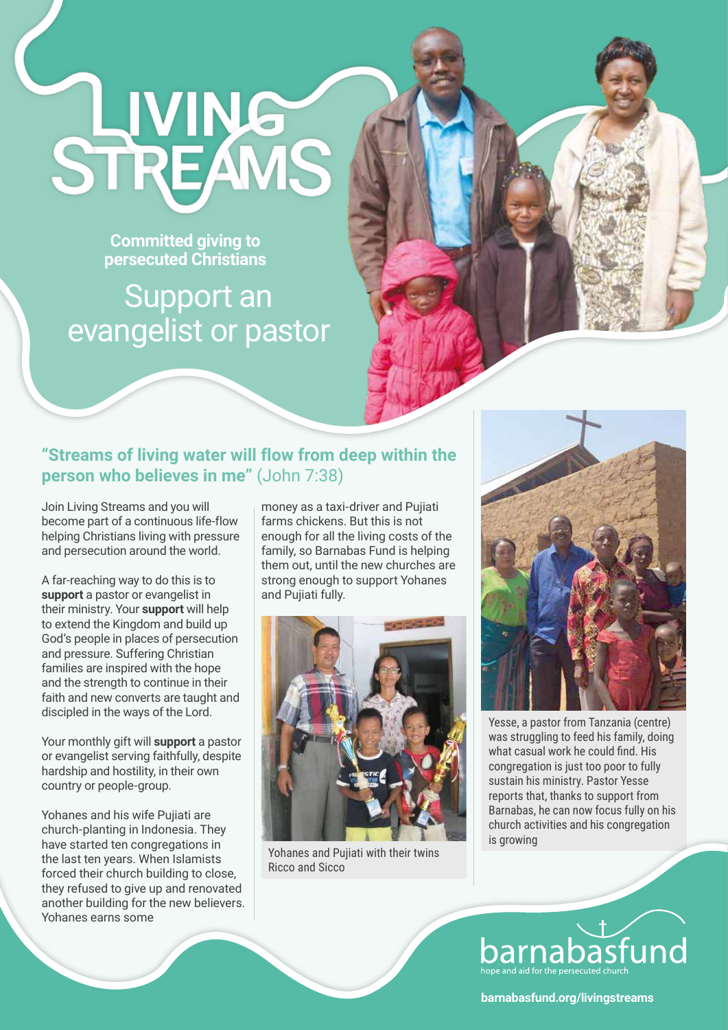# LIVING STREAMS

**Committed giving to persecuted Christians**

## Support an evangelist or pastor

### "Streams of living water will flow from deep within the person who believes in me" (John 7:38)

Join Living Streams and you will become part of a continuous life-flow helping Christians living with pressure and persecution around the world.

A far-reaching way to do this is to **support** a pastor or evangelist in their ministry. Your **support** will help to extend the Kingdom and build up God's people in places of persecution and pressure. Suffering Christian families are inspired with the hope and the strength to continue in their faith and new converts are taught and discipled in the ways of the Lord.

Your monthly gift will **support** a pastor or evangelist serving faithfully, despite hardship and hostility, in their own country or people-group.

Yohanes and his wife Pujiati are church-planting in Indonesia. They have started ten congregations in the last ten years. When Islamists forced their church building to close, they refused to give up and renovated another building for the new believers. Yohanes earns some money as a taxi-driver and Pujiati farms chickens. But this is not enough for all the living costs of the family, so Barnabas Fund is helping them out, until the new churches are strong enough to support Yohanes and Pujiati fully.

Yohanes and Pujiati with their twins Ricco and Sicco

Yesse, a pastor from Tanzania (centre) was struggling to feed his family, doing what casual work he could find. His congregation is just too poor to fully sustain his ministry. Pastor Yesse reports that, thanks to support from Barnabas, he can now focus fully on his church activities and his congregation is growing

barnabasfund
hope and aid for the persecuted church

**barnabasfund.org/livingstreams**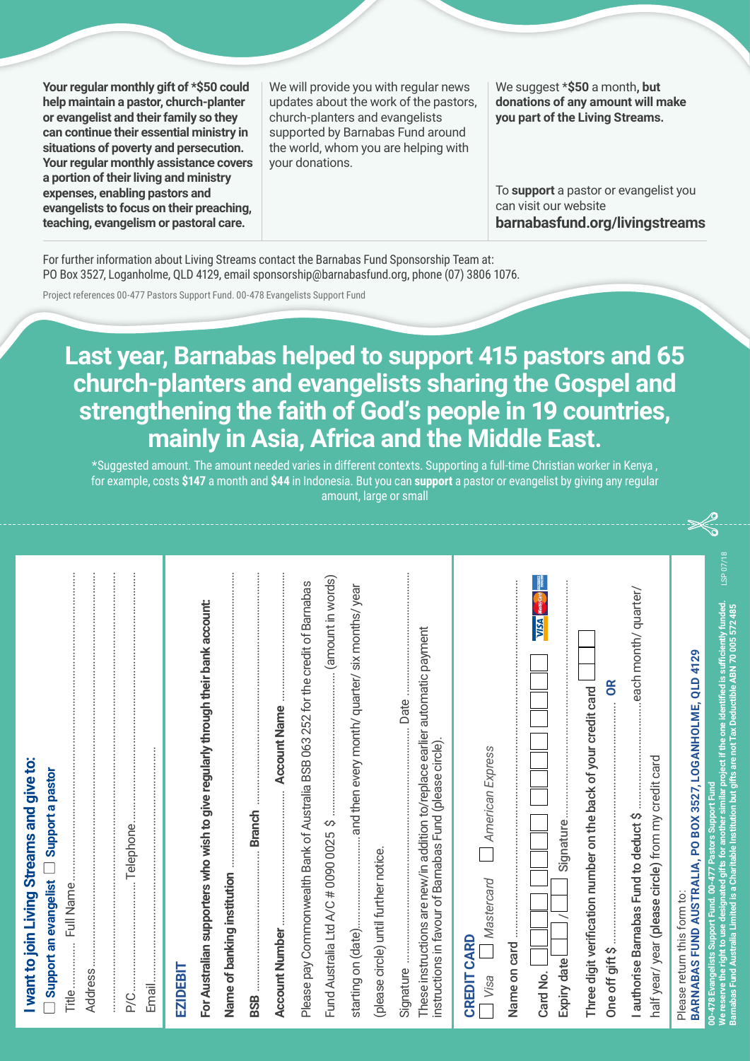**Your regular monthly gift of *$50 could help maintain a pastor, church-planter or evangelist and their family so they can continue their essential ministry in situations of poverty and persecution. Your regular monthly assistance covers a portion of their living and ministry expenses, enabling pastors and evangelists to focus on their preaching, teaching, evangelism or pastoral care.**

We will provide you with regular news updates about the work of the pastors, church-planters and evangelists supported by Barnabas Fund around the world, whom you are helping with your donations.

We suggest ***$50** a month**, but donations of any amount will make you part of the Living Streams.**

To **support** a pastor or evangelist you can visit our website **barnabasfund.org/livingstreams**

For further information about Living Streams contact the Barnabas Fund Sponsorship Team at: PO Box 3527, Loganholme, QLD 4129, email sponsorship@barnabasfund.org, phone (07) 3806 1076.

Project references 00-477 Pastors Support Fund. 00-478 Evangelists Support Fund

# Last year, Barnabas helped to support 415 pastors and 65 church-planters and evangelists sharing the Gospel and strengthening the faith of God's people in 19 countries, mainly in Asia, Africa and the Middle East.

*Suggested amount. The amount needed varies in different contexts. Supporting a full-time Christian worker in Kenya , for example, costs **$147** a month and **$44** in Indonesia. But you can **support** a pastor or evangelist by giving any regular amount, large or small

## I want to join Living Streams and give to:

☐ **Support an evangelist** ☐ **Support a pastor**

Title.......... Full Name..........

Address..........

..........

P/C.......... Telephone..........

Email..........

## EZIDEBIT

**For Australian supporters who wish to give regularly through their bank account:**

**Name of banking institution** ..........

**BSB** .......... **Branch** ..........

**Account Number** .......... **Account Name** ..........

Please pay Commonwealth Bank of Australia BSB 063 252 for the credit of Barnabas Fund Australia Ltd A/C # 0090 0025 $ .......... (amount in words) starting on (date).......... and then every month/ quarter/ six months/ year (please circle) until further notice.

Signature .......... Date ..........

These instructions are new/in addition to/replace earlier automatic payment instructions in favour of Barnabas Fund (please circle).

## CREDIT CARD

☐ *Visa* ☐ *Mastercard* ☐ *American Express*

Name on card ..........

Card No. ☐☐☐☐ ☐☐☐☐ ☐☐☐☐ ☐☐☐☐

Expiry date ☐☐ / ☐☐ Signature..........

Three digit verification number on the back of your credit card ☐☐☐

One off gift $.......... **OR**

**I authorise Barnabas Fund to deduct $** .......... each month/ quarter/ half year/ year (**please circle**) from my credit card

Please return this form to:
**BARNABAS FUND AUSTRALIA, PO BOX 3527, LOGANHOLME, QLD 4129**

**00-478 Evangelists Support Fund. 00-477 Pastors Support Fund**
**We reserve the right to use designated gifts for another similar project if the one identified is sufficiently funded.**
**Barnabas Fund Australia Limited is a Charitable Institution but gifts are not Tax Deductible ABN 70 005 572 485**

LSP 07/18